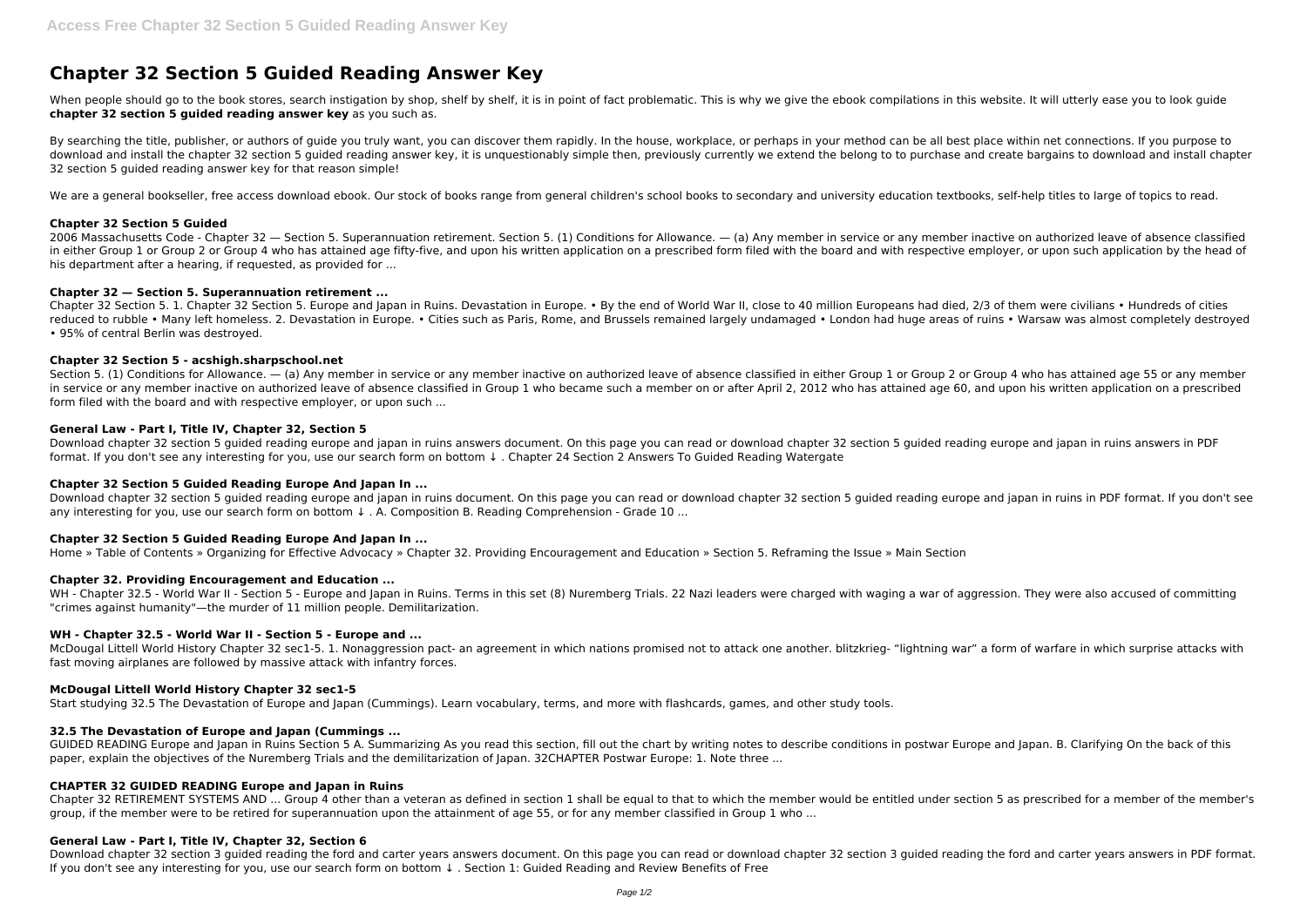# Chapter 32 Section 5 Guided Reading Answer Key

When people should go to the book stores, search instigation by shop, shelf by shelf, it is in point of fact problematic. This is why we give the ebook compilations in this website. It will utterly ease you to look guide **chapter 32 section 5 guided reading answer key** as you such as.

By searching the title, publisher, or authors of guide you truly want, you can discover them rapidly. In the house, workplace, or perhaps in your method can be all best place within net connections. If you purpose to download and install the chapter 32 section 5 guided reading answer key, it is unquestionably simple then, previously currently we extend the belong to to purchase and create bargains to download and install chapter 32 section 5 guided reading answer key for that reason simple!

We are a general bookseller, free access download ebook. Our stock of books range from general children's school books to secondary and university education textbooks, self-help titles to large of topics to read.

### Chapter 32 Section 5 Guided

2006 Massachusetts Code - Chapter 32 — Section 5. Superannuation retirement. Section 5. (1) Conditions for Allowance. — (a) Any member in service or any member inactive on authorized leave of absence classified in either Group 1 or Group 2 or Group 4 who has attained age fifty-five, and upon his written application on a prescribed form filed with the board and with respective employer, or upon such application by the head of his department after a hearing, if requested, as provided for ...

### Chapter 32 — Section 5. Superannuation retirement ...

Chapter 32 Section 5. 1. Chapter 32 Section 5. Europe and Japan in Ruins. Devastation in Europe. • By the end of World War II, close to 40 million Europeans had died, 2/3 of them were civilians • Hundreds of cities reduced to rubble • Many left homeless. 2. Devastation in Europe. • Cities such as Paris, Rome, and Brussels remained largely undamaged • London had huge areas of ruins • Warsaw was almost completely destroyed • 95% of central Berlin was destroyed.

### Chapter 32 Section 5 - acshigh.sharpschool.net

Section 5. (1) Conditions for Allowance. — (a) Any member in service or any member inactive on authorized leave of absence classified in either Group 1 or Group 2 or Group 4 who has attained age 55 or any member in service or any member inactive on authorized leave of absence classified in Group 1 who became such a member on or after April 2, 2012 who has attained age 60, and upon his written application on a prescribed form filed with the board and with respective employer, or upon such ...

### General Law - Part I, Title IV, Chapter 32, Section 5

Download chapter 32 section 5 guided reading europe and japan in ruins answers document. On this page you can read or download chapter 32 section 5 guided reading europe and japan in ruins answers in PDF format. If you don't see any interesting for you, use our search form on bottom ↓ . Chapter 24 Section 2 Answers To Guided Reading Watergate

### Chapter 32 Section 5 Guided Reading Europe And Japan In ...

Download chapter 32 section 5 guided reading europe and japan in ruins document. On this page you can read or download chapter 32 section 5 guided reading europe and japan in ruins in PDF format. If you don't see any interesting for you, use our search form on bottom ↓ . A. Composition B. Reading Comprehension - Grade 10 ...

### Chapter 32 Section 5 Guided Reading Europe And Japan In ...

Home » Table of Contents » Organizing for Effective Advocacy » Chapter 32. Providing Encouragement and Education » Section 5. Reframing the Issue » Main Section

### Chapter 32. Providing Encouragement and Education ...

WH - Chapter 32.5 - World War II - Section 5 - Europe and Japan in Ruins. Terms in this set (8) Nuremberg Trials. 22 Nazi leaders were charged with waging a war of aggression. They were also accused of committing "crimes against humanity"—the murder of 11 million people. Demilitarization.

### WH - Chapter 32.5 - World War II - Section 5 - Europe and ...

McDougal Littell World History Chapter 32 sec1-5. 1. Nonaggression pact- an agreement in which nations promised not to attack one another. blitzkrieg- "lightning war" a form of warfare in which surprise attacks with fast moving airplanes are followed by massive attack with infantry forces.

### McDougal Littell World History Chapter 32 sec1-5

Start studying 32.5 The Devastation of Europe and Japan (Cummings). Learn vocabulary, terms, and more with flashcards, games, and other study tools.

### 32.5 The Devastation of Europe and Japan (Cummings ...

GUIDED READING Europe and Japan in Ruins Section 5 A. Summarizing As you read this section, fill out the chart by writing notes to describe conditions in postwar Europe and Japan. B. Clarifying On the back of this paper, explain the objectives of the Nuremberg Trials and the demilitarization of Japan. 32CHAPTER Postwar Europe: 1. Note three ...

### CHAPTER 32 GUIDED READING Europe and Japan in Ruins

Chapter 32 RETIREMENT SYSTEMS AND ... Group 4 other than a veteran as defined in section 1 shall be equal to that to which the member would be entitled under section 5 as prescribed for a member of the member's group, if the member were to be retired for superannuation upon the attainment of age 55, or for any member classified in Group 1 who ...

### General Law - Part I, Title IV, Chapter 32, Section 6

Download chapter 32 section 3 guided reading the ford and carter years answers document. On this page you can read or download chapter 32 section 3 guided reading the ford and carter years answers in PDF format. If you don't see any interesting for you, use our search form on bottom ↓ . Section 1: Guided Reading and Review Benefits of Free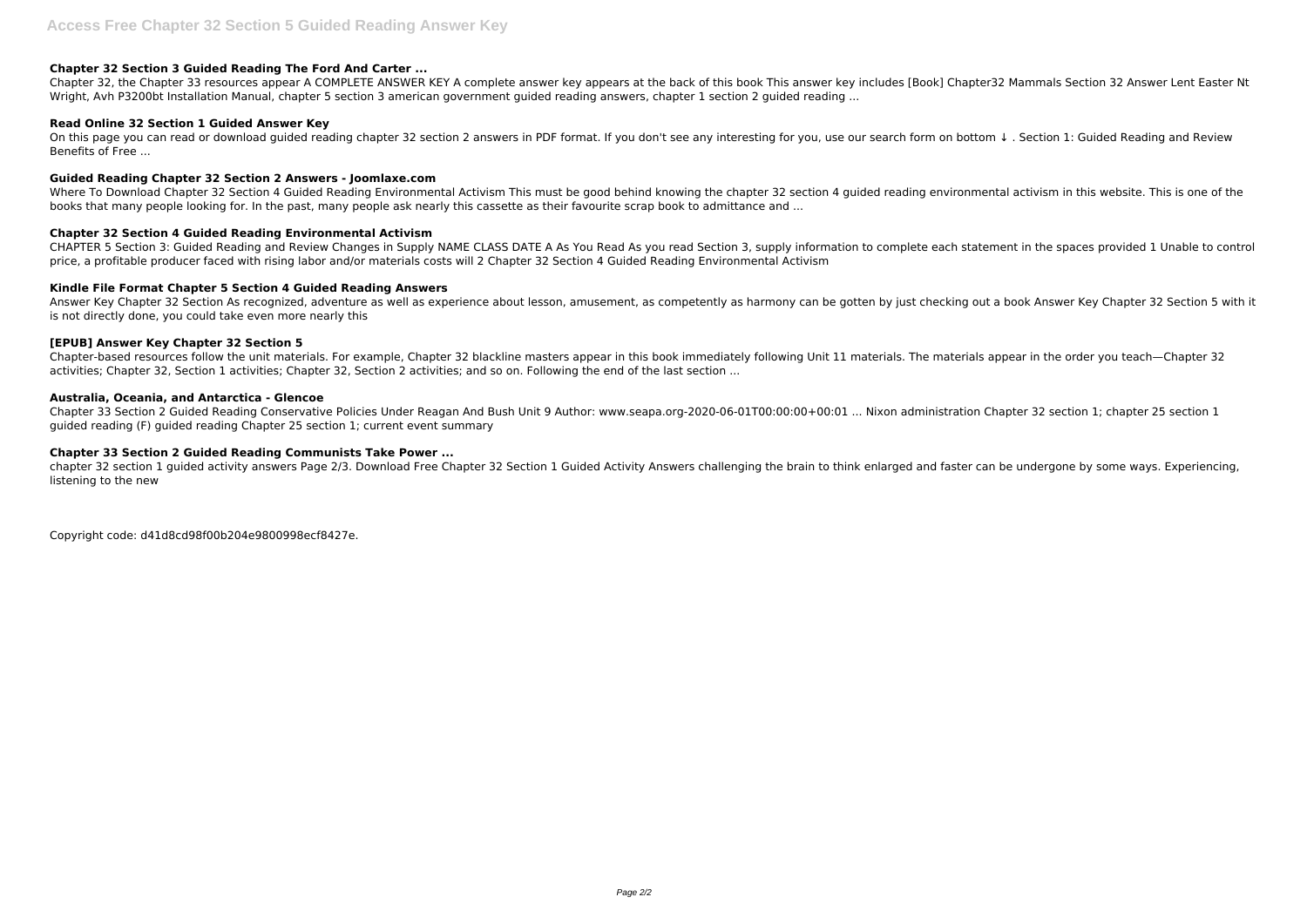### Chapter 32 Section 3 Guided Reading The Ford And Carter ...

Chapter 32, the Chapter 33 resources appear A COMPLETE ANSWER KEY A complete answer key appears at the back of this book This answer key includes [Book] Chapter32 Mammals Section 32 Answer Lent Easter Nt Wright, Avh P3200bt Installation Manual, chapter 5 section 3 american government guided reading answers, chapter 1 section 2 guided reading ...

### Read Online 32 Section 1 Guided Answer Key

On this page you can read or download guided reading chapter 32 section 2 answers in PDF format. If you don't see any interesting for you, use our search form on bottom ↓ . Section 1: Guided Reading and Review Benefits of Free ...

### Guided Reading Chapter 32 Section 2 Answers - Joomlaxe.com

Where To Download Chapter 32 Section 4 Guided Reading Environmental Activism This must be good behind knowing the chapter 32 section 4 guided reading environmental activism in this website. This is one of the books that many people looking for. In the past, many people ask nearly this cassette as their favourite scrap book to admittance and ...

### Chapter 32 Section 4 Guided Reading Environmental Activism

CHAPTER 5 Section 3: Guided Reading and Review Changes in Supply NAME CLASS DATE A As You Read As you read Section 3, supply information to complete each statement in the spaces provided 1 Unable to control price, a profitable producer faced with rising labor and/or materials costs will 2 Chapter 32 Section 4 Guided Reading Environmental Activism

### Kindle File Format Chapter 5 Section 4 Guided Reading Answers

Answer Key Chapter 32 Section As recognized, adventure as well as experience about lesson, amusement, as competently as harmony can be gotten by just checking out a book Answer Key Chapter 32 Section 5 with it is not directly done, you could take even more nearly this

### [EPUB] Answer Key Chapter 32 Section 5

Chapter-based resources follow the unit materials. For example, Chapter 32 blackline masters appear in this book immediately following Unit 11 materials. The materials appear in the order you teach—Chapter 32 activities; Chapter 32, Section 1 activities; Chapter 32, Section 2 activities; and so on. Following the end of the last section ...

### Australia, Oceania, and Antarctica - Glencoe

Chapter 33 Section 2 Guided Reading Conservative Policies Under Reagan And Bush Unit 9 Author: www.seapa.org-2020-06-01T00:00:00+00:01 ... Nixon administration Chapter 32 section 1; chapter 25 section 1 guided reading (F) guided reading Chapter 25 section 1; current event summary

### Chapter 33 Section 2 Guided Reading Communists Take Power ...

chapter 32 section 1 guided activity answers Page 2/3. Download Free Chapter 32 Section 1 Guided Activity Answers challenging the brain to think enlarged and faster can be undergone by some ways. Experiencing, listening to the new

Copyright code: d41d8cd98f00b204e9800998ecf8427e.